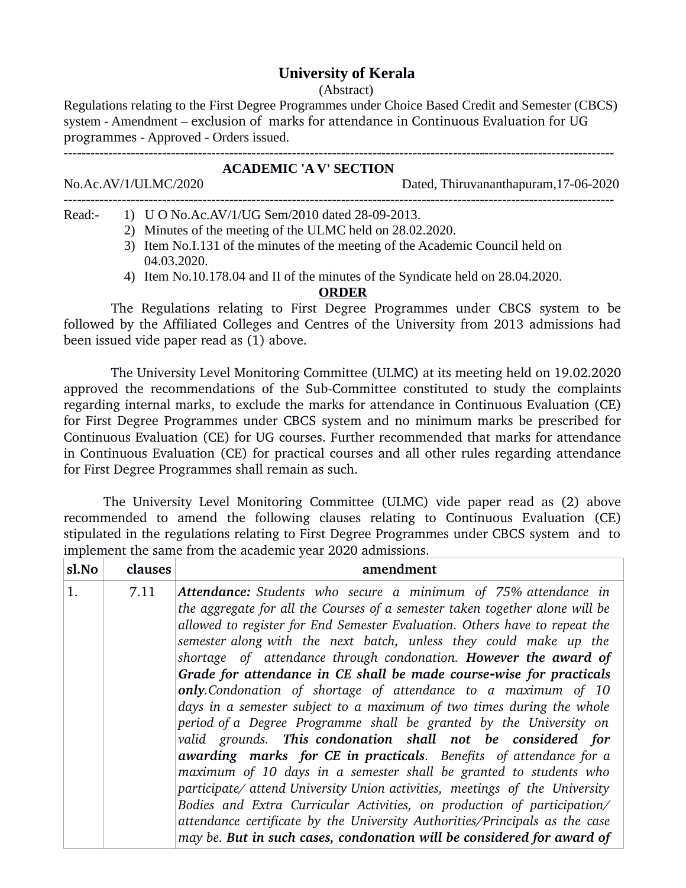# University of Kerala

(Abstract)

Regulations relating to the First Degree Programmes under Choice Based Credit and Semester (CBCS) system - Amendment – exclusion of marks for attendance in Continuous Evaluation for UG programmes - Approved - Orders issued.

---

**ACADEMIC 'A V' SECTION**

No.Ac.AV/1/ULMC/2020 Dated, Thiruvananthapuram,17-06-2020

---

Read:-
1) U O No.Ac.AV/1/UG Sem/2010 dated 28-09-2013.
2) Minutes of the meeting of the ULMC held on 28.02.2020.
3) Item No.I.131 of the minutes of the meeting of the Academic Council held on 04.03.2020.
4) Item No.10.178.04 and II of the minutes of the Syndicate held on 28.04.2020.

**ORDER**

The Regulations relating to First Degree Programmes under CBCS system to be followed by the Affiliated Colleges and Centres of the University from 2013 admissions had been issued vide paper read as (1) above.

The University Level Monitoring Committee (ULMC) at its meeting held on 19.02.2020 approved the recommendations of the Sub-Committee constituted to study the complaints regarding internal marks, to exclude the marks for attendance in Continuous Evaluation (CE) for First Degree Programmes under CBCS system and no minimum marks be prescribed for Continuous Evaluation (CE) for UG courses. Further recommended that marks for attendance in Continuous Evaluation (CE) for practical courses and all other rules regarding attendance for First Degree Programmes shall remain as such.

The University Level Monitoring Committee (ULMC) vide paper read as (2) above recommended to amend the following clauses relating to Continuous Evaluation (CE) stipulated in the regulations relating to First Degree Programmes under CBCS system and to implement the same from the academic year 2020 admissions.

| sl.No | clauses | amendment |
|---|---|---|
| 1. | 7.11 | ***Attendance:*** *Students who secure a minimum of 75% attendance in the aggregate for all the Courses of a semester taken together alone will be allowed to register for End Semester Evaluation. Others have to repeat the semester along with the next batch, unless they could make up the shortage of attendance through condonation.* ***However the award of Grade for attendance in CE shall be made course-wise for practicals only****.Condonation of shortage of attendance to a maximum of 10 days in a semester subject to a maximum of two times during the whole period of a Degree Programme shall be granted by the University on valid grounds.* ***This condonation shall not be considered for awarding marks for CE in practicals****. Benefits of attendance for a maximum of 10 days in a semester shall be granted to students who participate/ attend University Union activities, meetings of the University Bodies and Extra Curricular Activities, on production of participation/ attendance certificate by the University Authorities/Principals as the case may be.* ***But in such cases, condonation will be considered for award of*** |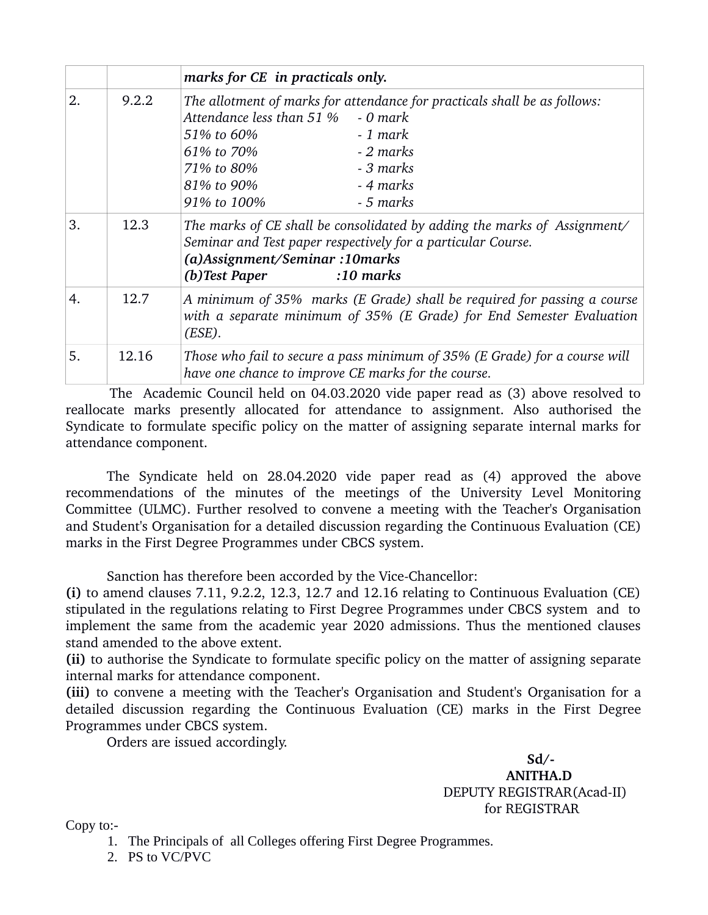| | | ***marks for CE  in practicals only.*** |
|---|---|---|
| 2. | 9.2.2 | *The allotment of marks for attendance for practicals shall be as follows:*<br>*Attendance less than 51 %     - 0 mark*<br>*51% to 60%     - 1 mark*<br>*61% to 70%     - 2 marks*<br>*71% to 80%     - 3 marks*<br>*81% to 90%     - 4 marks*<br>*91% to 100%     - 5 marks* |
| 3. | 12.3 | *The marks of CE shall be consolidated by adding the marks of  Assignment/ Seminar and Test paper respectively for a particular Course.*<br>***(a)Assignment/Seminar :10marks***<br>***(b)Test Paper     :10 marks*** |
| 4. | 12.7 | *A minimum of 35%  marks (E Grade) shall be required for passing a course with a separate minimum of 35% (E Grade) for End Semester Evaluation (ESE).* |
| 5. | 12.16 | *Those who fail to secure a pass minimum of 35% (E Grade) for a course will have one chance to improve CE marks for the course.* |

The Academic Council held on 04.03.2020 vide paper read as (3) above resolved to reallocate marks presently allocated for attendance to assignment. Also authorised the Syndicate to formulate specific policy on the matter of assigning separate internal marks for attendance component.

The Syndicate held on 28.04.2020 vide paper read as (4) approved the above recommendations of the minutes of the meetings of the University Level Monitoring Committee (ULMC). Further resolved to convene a meeting with the Teacher's Organisation and Student's Organisation for a detailed discussion regarding the Continuous Evaluation (CE) marks in the First Degree Programmes under CBCS system.

Sanction has therefore been accorded by the Vice-Chancellor:

**(i)** to amend clauses 7.11, 9.2.2, 12.3, 12.7 and 12.16 relating to Continuous Evaluation (CE) stipulated in the regulations relating to First Degree Programmes under CBCS system and to implement the same from the academic year 2020 admissions. Thus the mentioned clauses stand amended to the above extent.

**(ii)** to authorise the Syndicate to formulate specific policy on the matter of assigning separate internal marks for attendance component.

**(iii)** to convene a meeting with the Teacher's Organisation and Student's Organisation for a detailed discussion regarding the Continuous Evaluation (CE) marks in the First Degree Programmes under CBCS system.

Orders are issued accordingly.

**Sd/-**
**ANITHA.D**
DEPUTY REGISTRAR(Acad-II)
for REGISTRAR

Copy to:-

1. The Principals of  all Colleges offering First Degree Programmes.
2. PS to VC/PVC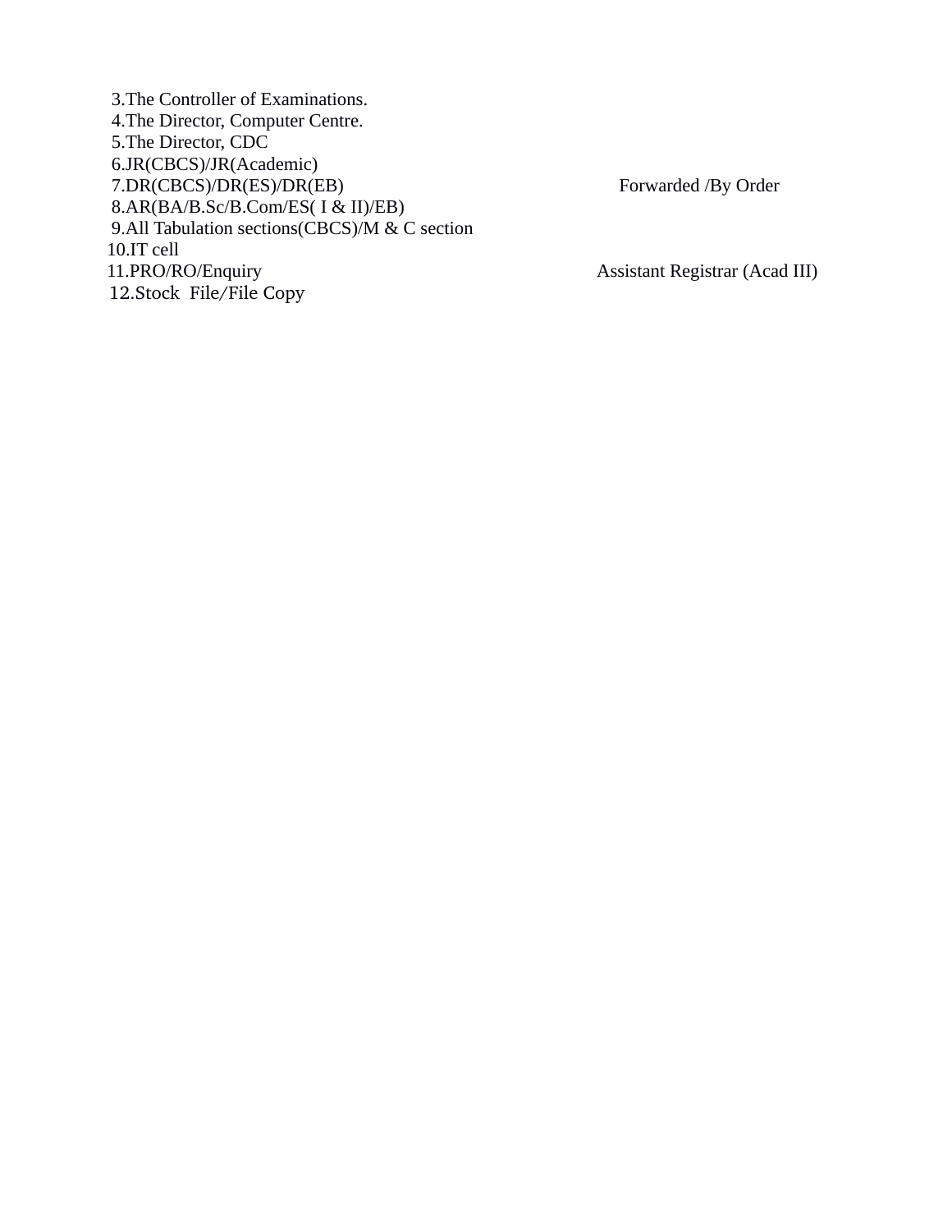3.The Controller of Examinations.
4.The Director, Computer Centre.
5.The Director, CDC
6.JR(CBCS)/JR(Academic)
7.DR(CBCS)/DR(ES)/DR(EB)
8.AR(BA/B.Sc/B.Com/ES( I & II)/EB)
9.All Tabulation sections(CBCS)/M & C section
10.IT cell
11.PRO/RO/Enquiry
12.Stock File/File Copy

Forwarded /By Order

Assistant Registrar (Acad III)